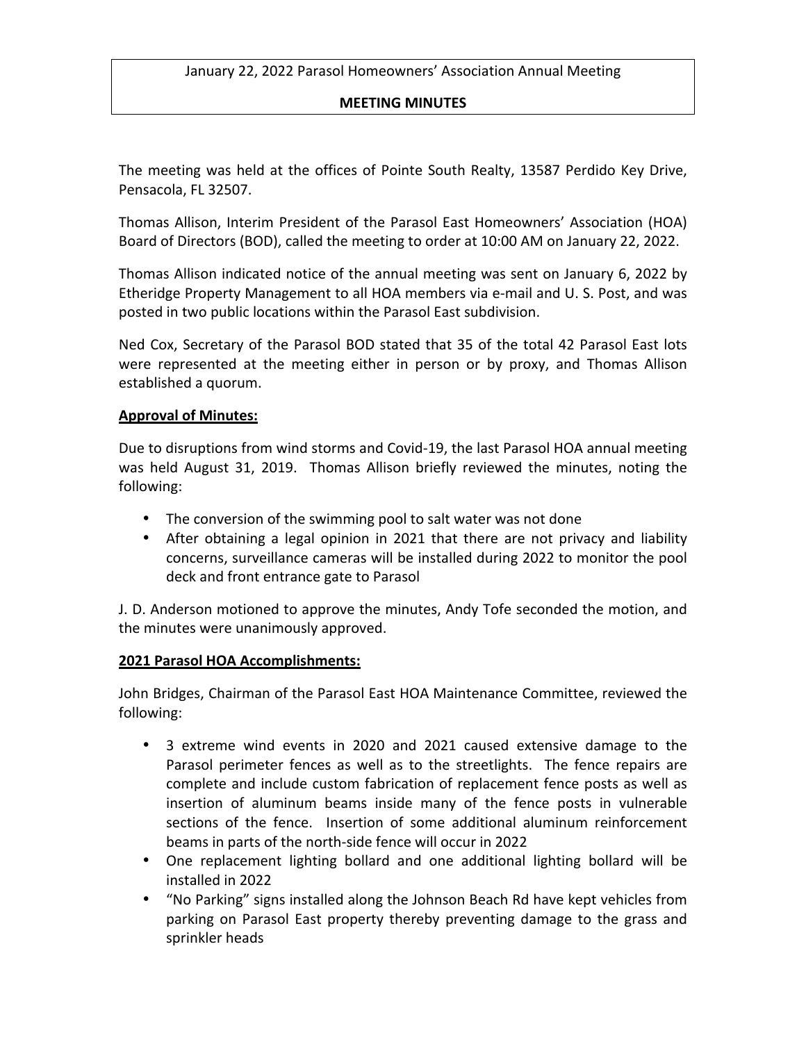January 22, 2022 Parasol Homeowners' Association Annual Meeting

**MEETING MINUTES**

The meeting was held at the offices of Pointe South Realty, 13587 Perdido Key Drive, Pensacola, FL 32507.

Thomas Allison, Interim President of the Parasol East Homeowners' Association (HOA) Board of Directors (BOD), called the meeting to order at 10:00 AM on January 22, 2022.

Thomas Allison indicated notice of the annual meeting was sent on January 6, 2022 by Etheridge Property Management to all HOA members via e-mail and U. S. Post, and was posted in two public locations within the Parasol East subdivision.

Ned Cox, Secretary of the Parasol BOD stated that 35 of the total 42 Parasol East lots were represented at the meeting either in person or by proxy, and Thomas Allison established a quorum.

**Approval of Minutes:**

Due to disruptions from wind storms and Covid-19, the last Parasol HOA annual meeting was held August 31, 2019. Thomas Allison briefly reviewed the minutes, noting the following:

- The conversion of the swimming pool to salt water was not done
- After obtaining a legal opinion in 2021 that there are not privacy and liability concerns, surveillance cameras will be installed during 2022 to monitor the pool deck and front entrance gate to Parasol

J. D. Anderson motioned to approve the minutes, Andy Tofe seconded the motion, and the minutes were unanimously approved.

**2021 Parasol HOA Accomplishments:**

John Bridges, Chairman of the Parasol East HOA Maintenance Committee, reviewed the following:

- 3 extreme wind events in 2020 and 2021 caused extensive damage to the Parasol perimeter fences as well as to the streetlights. The fence repairs are complete and include custom fabrication of replacement fence posts as well as insertion of aluminum beams inside many of the fence posts in vulnerable sections of the fence. Insertion of some additional aluminum reinforcement beams in parts of the north-side fence will occur in 2022
- One replacement lighting bollard and one additional lighting bollard will be installed in 2022
- "No Parking" signs installed along the Johnson Beach Rd have kept vehicles from parking on Parasol East property thereby preventing damage to the grass and sprinkler heads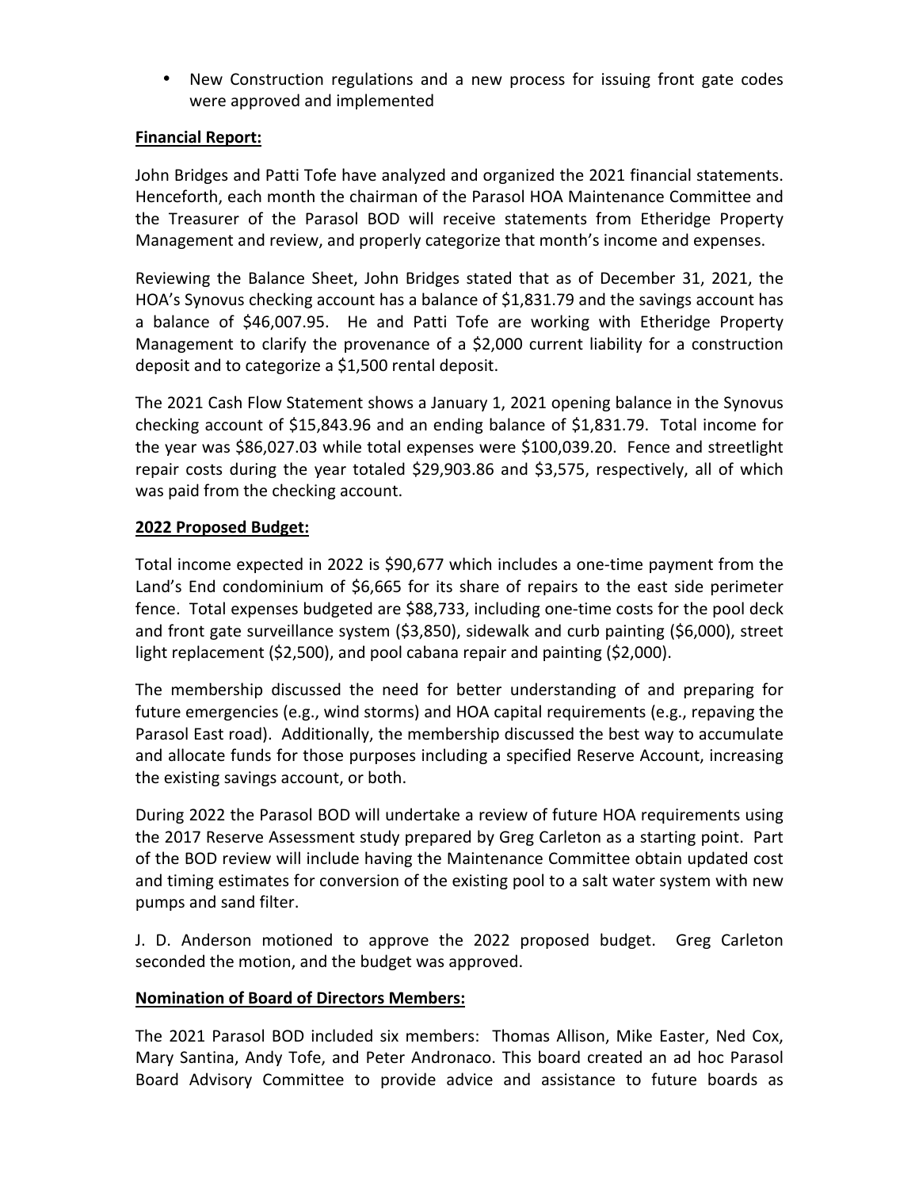- New Construction regulations and a new process for issuing front gate codes were approved and implemented

**Financial Report:**

John Bridges and Patti Tofe have analyzed and organized the 2021 financial statements. Henceforth, each month the chairman of the Parasol HOA Maintenance Committee and the Treasurer of the Parasol BOD will receive statements from Etheridge Property Management and review, and properly categorize that month's income and expenses.

Reviewing the Balance Sheet, John Bridges stated that as of December 31, 2021, the HOA's Synovus checking account has a balance of $1,831.79 and the savings account has a balance of $46,007.95. He and Patti Tofe are working with Etheridge Property Management to clarify the provenance of a $2,000 current liability for a construction deposit and to categorize a $1,500 rental deposit.

The 2021 Cash Flow Statement shows a January 1, 2021 opening balance in the Synovus checking account of $15,843.96 and an ending balance of $1,831.79. Total income for the year was $86,027.03 while total expenses were $100,039.20. Fence and streetlight repair costs during the year totaled $29,903.86 and $3,575, respectively, all of which was paid from the checking account.

**2022 Proposed Budget:**

Total income expected in 2022 is $90,677 which includes a one-time payment from the Land's End condominium of $6,665 for its share of repairs to the east side perimeter fence. Total expenses budgeted are $88,733, including one-time costs for the pool deck and front gate surveillance system ($3,850), sidewalk and curb painting ($6,000), street light replacement ($2,500), and pool cabana repair and painting ($2,000).

The membership discussed the need for better understanding of and preparing for future emergencies (e.g., wind storms) and HOA capital requirements (e.g., repaving the Parasol East road). Additionally, the membership discussed the best way to accumulate and allocate funds for those purposes including a specified Reserve Account, increasing the existing savings account, or both.

During 2022 the Parasol BOD will undertake a review of future HOA requirements using the 2017 Reserve Assessment study prepared by Greg Carleton as a starting point. Part of the BOD review will include having the Maintenance Committee obtain updated cost and timing estimates for conversion of the existing pool to a salt water system with new pumps and sand filter.

J. D. Anderson motioned to approve the 2022 proposed budget. Greg Carleton seconded the motion, and the budget was approved.

**Nomination of Board of Directors Members:**

The 2021 Parasol BOD included six members: Thomas Allison, Mike Easter, Ned Cox, Mary Santina, Andy Tofe, and Peter Andronaco. This board created an ad hoc Parasol Board Advisory Committee to provide advice and assistance to future boards as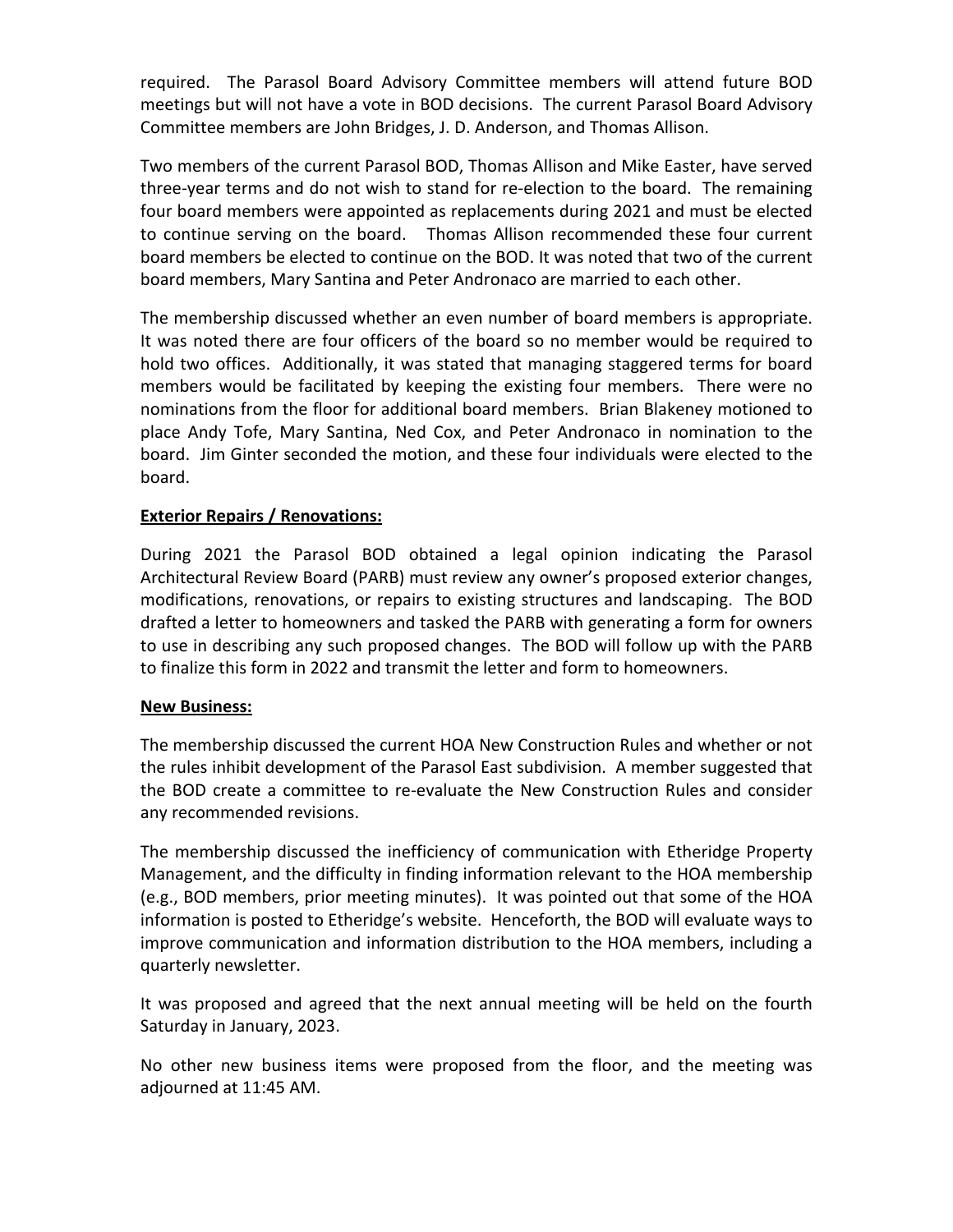required. The Parasol Board Advisory Committee members will attend future BOD meetings but will not have a vote in BOD decisions. The current Parasol Board Advisory Committee members are John Bridges, J. D. Anderson, and Thomas Allison.

Two members of the current Parasol BOD, Thomas Allison and Mike Easter, have served three-year terms and do not wish to stand for re-election to the board. The remaining four board members were appointed as replacements during 2021 and must be elected to continue serving on the board. Thomas Allison recommended these four current board members be elected to continue on the BOD. It was noted that two of the current board members, Mary Santina and Peter Andronaco are married to each other.

The membership discussed whether an even number of board members is appropriate. It was noted there are four officers of the board so no member would be required to hold two offices. Additionally, it was stated that managing staggered terms for board members would be facilitated by keeping the existing four members. There were no nominations from the floor for additional board members. Brian Blakeney motioned to place Andy Tofe, Mary Santina, Ned Cox, and Peter Andronaco in nomination to the board. Jim Ginter seconded the motion, and these four individuals were elected to the board.

**Exterior Repairs / Renovations:**

During 2021 the Parasol BOD obtained a legal opinion indicating the Parasol Architectural Review Board (PARB) must review any owner's proposed exterior changes, modifications, renovations, or repairs to existing structures and landscaping. The BOD drafted a letter to homeowners and tasked the PARB with generating a form for owners to use in describing any such proposed changes. The BOD will follow up with the PARB to finalize this form in 2022 and transmit the letter and form to homeowners.

**New Business:**

The membership discussed the current HOA New Construction Rules and whether or not the rules inhibit development of the Parasol East subdivision. A member suggested that the BOD create a committee to re-evaluate the New Construction Rules and consider any recommended revisions.

The membership discussed the inefficiency of communication with Etheridge Property Management, and the difficulty in finding information relevant to the HOA membership (e.g., BOD members, prior meeting minutes). It was pointed out that some of the HOA information is posted to Etheridge's website. Henceforth, the BOD will evaluate ways to improve communication and information distribution to the HOA members, including a quarterly newsletter.

It was proposed and agreed that the next annual meeting will be held on the fourth Saturday in January, 2023.

No other new business items were proposed from the floor, and the meeting was adjourned at 11:45 AM.